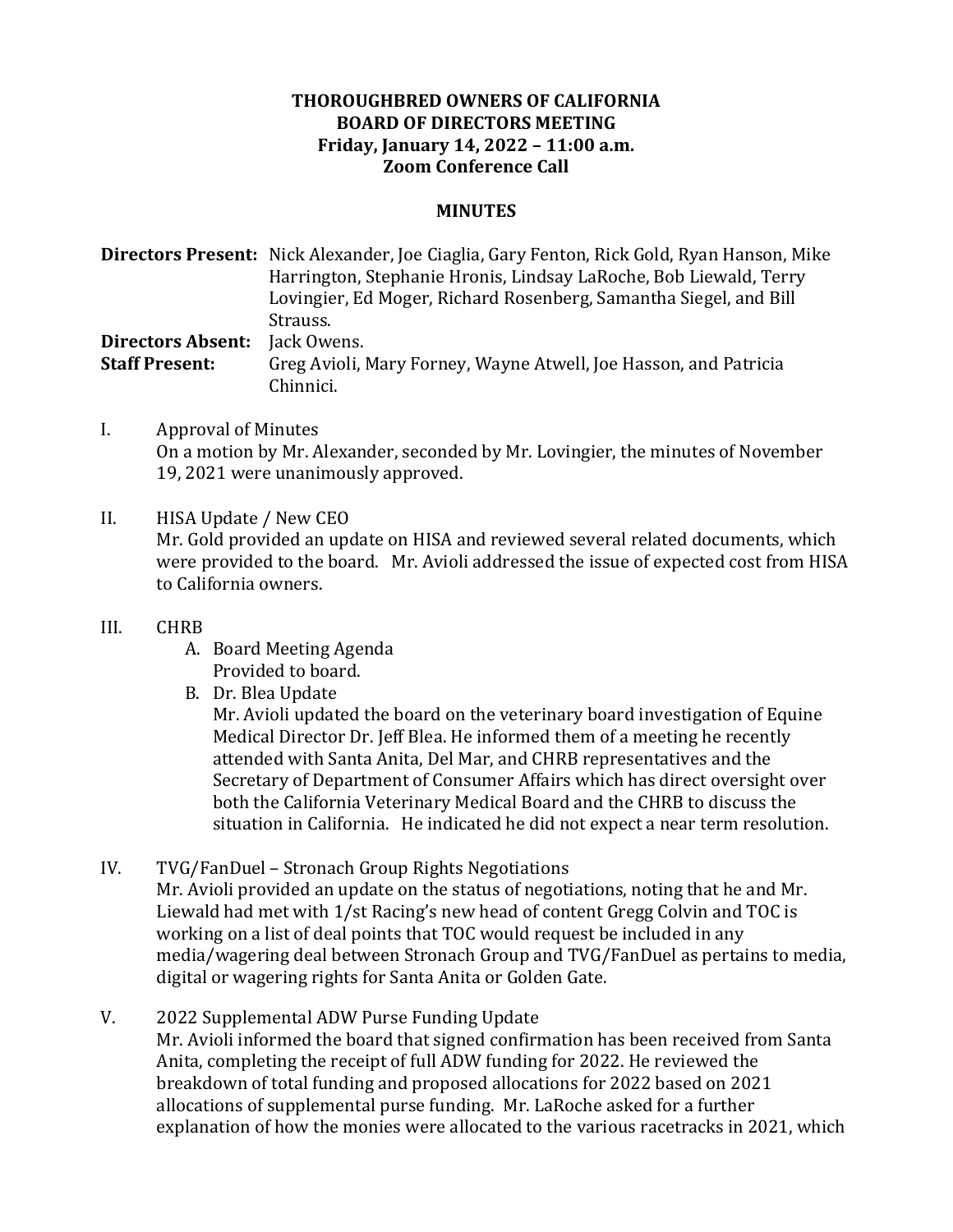**THOROUGHBRED OWNERS OF CALIFORNIA**
**BOARD OF DIRECTORS MEETING**
**Friday, January 14, 2022 – 11:00 a.m.**
**Zoom Conference Call**

**MINUTES**

**Directors Present:** Nick Alexander, Joe Ciaglia, Gary Fenton, Rick Gold, Ryan Hanson, Mike Harrington, Stephanie Hronis, Lindsay LaRoche, Bob Liewald, Terry Lovingier, Ed Moger, Richard Rosenberg, Samantha Siegel, and Bill Strauss.
**Directors Absent:** Jack Owens.
**Staff Present:** Greg Avioli, Mary Forney, Wayne Atwell, Joe Hasson, and Patricia Chinnici.

I. Approval of Minutes
On a motion by Mr. Alexander, seconded by Mr. Lovingier, the minutes of November 19, 2021 were unanimously approved.

II. HISA Update / New CEO
Mr. Gold provided an update on HISA and reviewed several related documents, which were provided to the board. Mr. Avioli addressed the issue of expected cost from HISA to California owners.

III. CHRB
   A. Board Meeting Agenda
   Provided to board.
   B. Dr. Blea Update
   Mr. Avioli updated the board on the veterinary board investigation of Equine Medical Director Dr. Jeff Blea. He informed them of a meeting he recently attended with Santa Anita, Del Mar, and CHRB representatives and the Secretary of Department of Consumer Affairs which has direct oversight over both the California Veterinary Medical Board and the CHRB to discuss the situation in California. He indicated he did not expect a near term resolution.

IV. TVG/FanDuel – Stronach Group Rights Negotiations
Mr. Avioli provided an update on the status of negotiations, noting that he and Mr. Liewald had met with 1/st Racing's new head of content Gregg Colvin and TOC is working on a list of deal points that TOC would request be included in any media/wagering deal between Stronach Group and TVG/FanDuel as pertains to media, digital or wagering rights for Santa Anita or Golden Gate.

V. 2022 Supplemental ADW Purse Funding Update
Mr. Avioli informed the board that signed confirmation has been received from Santa Anita, completing the receipt of full ADW funding for 2022. He reviewed the breakdown of total funding and proposed allocations for 2022 based on 2021 allocations of supplemental purse funding. Mr. LaRoche asked for a further explanation of how the monies were allocated to the various racetracks in 2021, which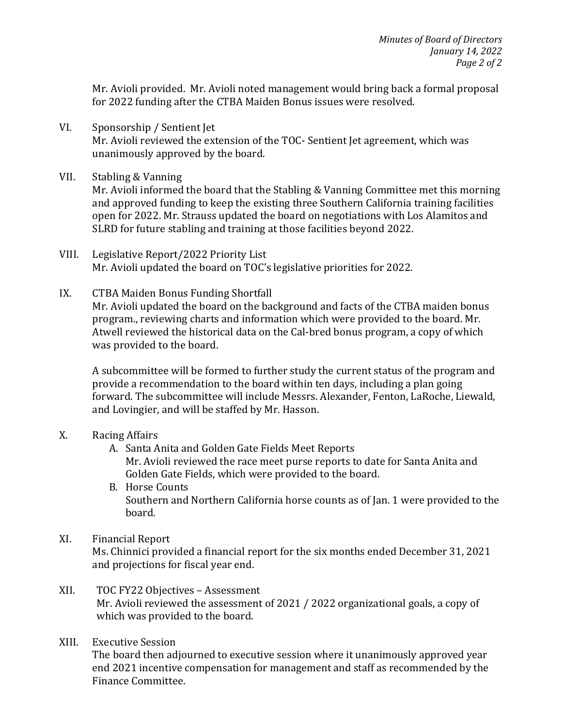Mr. Avioli provided. Mr. Avioli noted management would bring back a formal proposal for 2022 funding after the CTBA Maiden Bonus issues were resolved.

VI. Sponsorship / Sentient Jet
Mr. Avioli reviewed the extension of the TOC- Sentient Jet agreement, which was unanimously approved by the board.

VII. Stabling & Vanning
Mr. Avioli informed the board that the Stabling & Vanning Committee met this morning and approved funding to keep the existing three Southern California training facilities open for 2022. Mr. Strauss updated the board on negotiations with Los Alamitos and SLRD for future stabling and training at those facilities beyond 2022.

VIII. Legislative Report/2022 Priority List
Mr. Avioli updated the board on TOC's legislative priorities for 2022.

IX. CTBA Maiden Bonus Funding Shortfall
Mr. Avioli updated the board on the background and facts of the CTBA maiden bonus program., reviewing charts and information which were provided to the board. Mr. Atwell reviewed the historical data on the Cal-bred bonus program, a copy of which was provided to the board.

A subcommittee will be formed to further study the current status of the program and provide a recommendation to the board within ten days, including a plan going forward. The subcommittee will include Messrs. Alexander, Fenton, LaRoche, Liewald, and Lovingier, and will be staffed by Mr. Hasson.

X. Racing Affairs
   A. Santa Anita and Golden Gate Fields Meet Reports
      Mr. Avioli reviewed the race meet purse reports to date for Santa Anita and Golden Gate Fields, which were provided to the board.
   B. Horse Counts
      Southern and Northern California horse counts as of Jan. 1 were provided to the board.

XI. Financial Report
Ms. Chinnici provided a financial report for the six months ended December 31, 2021 and projections for fiscal year end.

XII. TOC FY22 Objectives – Assessment
Mr. Avioli reviewed the assessment of 2021 / 2022 organizational goals, a copy of which was provided to the board.

XIII. Executive Session
The board then adjourned to executive session where it unanimously approved year end 2021 incentive compensation for management and staff as recommended by the Finance Committee.